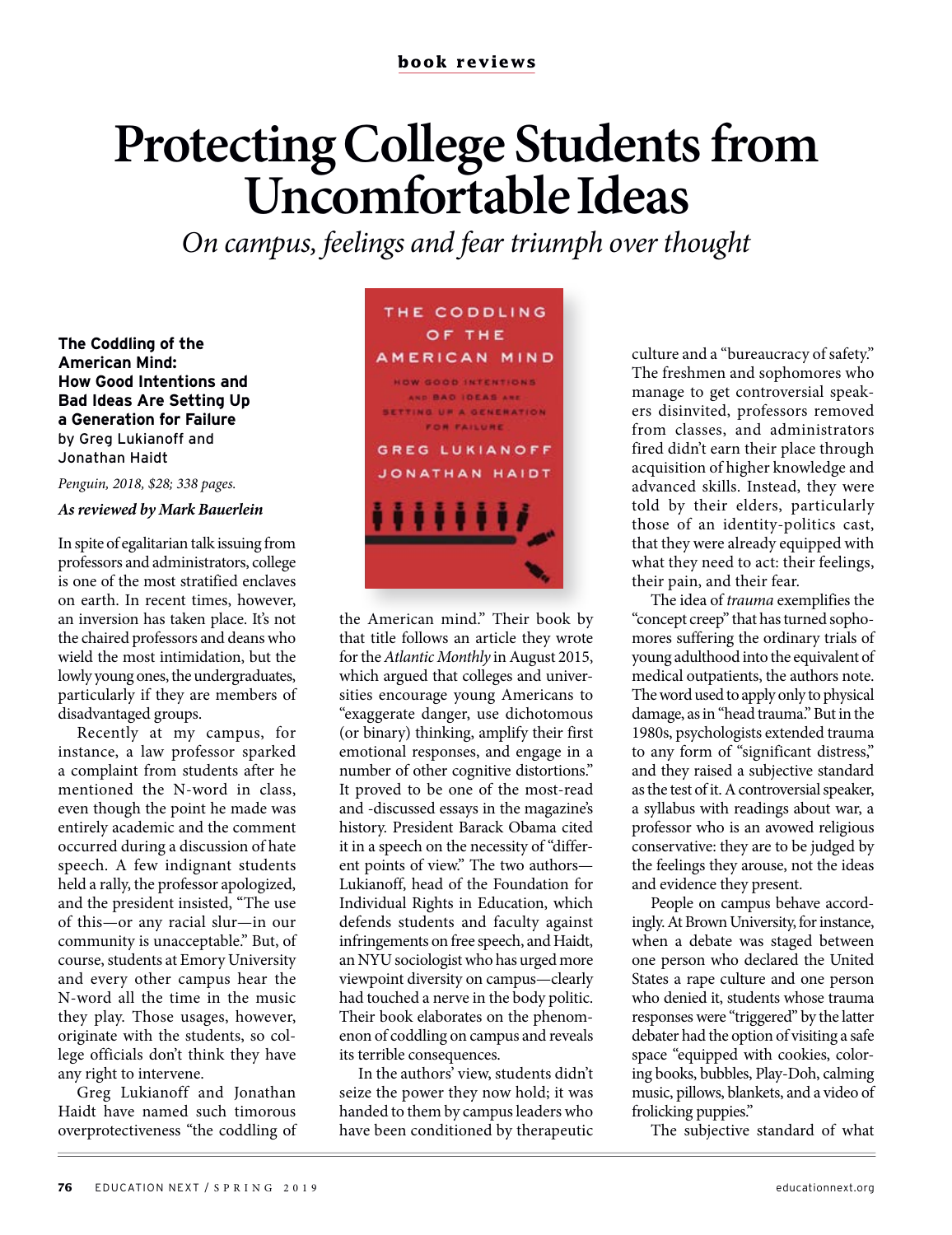**book reviews**

# Protecting College Students from Uncomfortable Ideas

*On campus, feelings and fear triumph over thought*

**The Coddling of the American Mind: How Good Intentions and Bad Ideas Are Setting Up a Generation for Failure**
by Greg Lukianoff and Jonathan Haidt

*Penguin, 2018, $28; 338 pages.*

***As reviewed by Mark Bauerlein***

In spite of egalitarian talk issuing from professors and administrators, college is one of the most stratified enclaves on earth. In recent times, however, an inversion has taken place. It's not the chaired professors and deans who wield the most intimidation, but the lowly young ones, the undergraduates, particularly if they are members of disadvantaged groups.

Recently at my campus, for instance, a law professor sparked a complaint from students after he mentioned the N-word in class, even though the point he made was entirely academic and the comment occurred during a discussion of hate speech. A few indignant students held a rally, the professor apologized, and the president insisted, "The use of this—or any racial slur—in our community is unacceptable." But, of course, students at Emory University and every other campus hear the N-word all the time in the music they play. Those usages, however, originate with the students, so college officials don't think they have any right to intervene.

Greg Lukianoff and Jonathan Haidt have named such timorous overprotectiveness "the coddling of the American mind." Their book by that title follows an article they wrote for the *Atlantic Monthly* in August 2015, which argued that colleges and universities encourage young Americans to "exaggerate danger, use dichotomous (or binary) thinking, amplify their first emotional responses, and engage in a number of other cognitive distortions." It proved to be one of the most-read and -discussed essays in the magazine's history. President Barack Obama cited it in a speech on the necessity of "different points of view." The two authors—Lukianoff, head of the Foundation for Individual Rights in Education, which defends students and faculty against infringements on free speech, and Haidt, an NYU sociologist who has urged more viewpoint diversity on campus—clearly had touched a nerve in the body politic. Their book elaborates on the phenomenon of coddling on campus and reveals its terrible consequences.

In the authors' view, students didn't seize the power they now hold; it was handed to them by campus leaders who have been conditioned by therapeutic culture and a "bureaucracy of safety." The freshmen and sophomores who manage to get controversial speakers disinvited, professors removed from classes, and administrators fired didn't earn their place through acquisition of higher knowledge and advanced skills. Instead, they were told by their elders, particularly those of an identity-politics cast, that they were already equipped with what they need to act: their feelings, their pain, and their fear.

The idea of *trauma* exemplifies the "concept creep" that has turned sophomores suffering the ordinary trials of young adulthood into the equivalent of medical outpatients, the authors note. The word used to apply only to physical damage, as in "head trauma." But in the 1980s, psychologists extended trauma to any form of "significant distress," and they raised a subjective standard as the test of it. A controversial speaker, a syllabus with readings about war, a professor who is an avowed religious conservative: they are to be judged by the feelings they arouse, not the ideas and evidence they present.

People on campus behave accordingly. At Brown University, for instance, when a debate was staged between one person who declared the United States a rape culture and one person who denied it, students whose trauma responses were "triggered" by the latter debater had the option of visiting a safe space "equipped with cookies, coloring books, bubbles, Play-Doh, calming music, pillows, blankets, and a video of frolicking puppies."

The subjective standard of what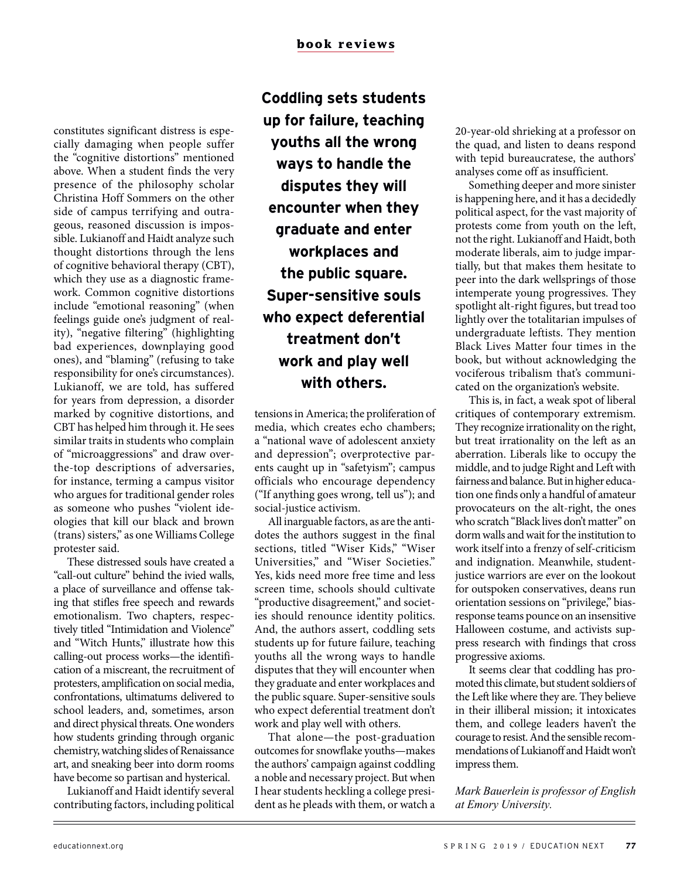constitutes significant distress is especially damaging when people suffer the "cognitive distortions" mentioned above. When a student finds the very presence of the philosophy scholar Christina Hoff Sommers on the other side of campus terrifying and outrageous, reasoned discussion is impossible. Lukianoff and Haidt analyze such thought distortions through the lens of cognitive behavioral therapy (CBT), which they use as a diagnostic framework. Common cognitive distortions include "emotional reasoning" (when feelings guide one's judgment of reality), "negative filtering" (highlighting bad experiences, downplaying good ones), and "blaming" (refusing to take responsibility for one's circumstances). Lukianoff, we are told, has suffered for years from depression, a disorder marked by cognitive distortions, and CBT has helped him through it. He sees similar traits in students who complain of "microaggressions" and draw over-the-top descriptions of adversaries, for instance, terming a campus visitor who argues for traditional gender roles as someone who pushes "violent ideologies that kill our black and brown (trans) sisters," as one Williams College protester said.

These distressed souls have created a "call-out culture" behind the ivied walls, a place of surveillance and offense taking that stifles free speech and rewards emotionalism. Two chapters, respectively titled "Intimidation and Violence" and "Witch Hunts," illustrate how this calling-out process works—the identification of a miscreant, the recruitment of protesters, amplification on social media, confrontations, ultimatums delivered to school leaders, and, sometimes, arson and direct physical threats. One wonders how students grinding through organic chemistry, watching slides of Renaissance art, and sneaking beer into dorm rooms have become so partisan and hysterical.

Lukianoff and Haidt identify several contributing factors, including political tensions in America; the proliferation of media, which creates echo chambers; a "national wave of adolescent anxiety and depression"; overprotective parents caught up in "safetyism"; campus officials who encourage dependency ("If anything goes wrong, tell us"); and social-justice activism.

**Coddling sets students up for failure, teaching youths all the wrong ways to handle the disputes they will encounter when they graduate and enter workplaces and the public square. Super-sensitive souls who expect deferential treatment don't work and play well with others.**

All inarguable factors, as are the antidotes the authors suggest in the final sections, titled "Wiser Kids," "Wiser Universities," and "Wiser Societies." Yes, kids need more free time and less screen time, schools should cultivate "productive disagreement," and societies should renounce identity politics. And, the authors assert, coddling sets students up for future failure, teaching youths all the wrong ways to handle disputes that they will encounter when they graduate and enter workplaces and the public square. Super-sensitive souls who expect deferential treatment don't work and play well with others.

That alone—the post-graduation outcomes for snowflake youths—makes the authors' campaign against coddling a noble and necessary project. But when I hear students heckling a college president as he pleads with them, or watch a 20-year-old shrieking at a professor on the quad, and listen to deans respond with tepid bureaucratese, the authors' analyses come off as insufficient.

Something deeper and more sinister is happening here, and it has a decidedly political aspect, for the vast majority of protests come from youth on the left, not the right. Lukianoff and Haidt, both moderate liberals, aim to judge impartially, but that makes them hesitate to peer into the dark wellsprings of those intemperate young progressives. They spotlight alt-right figures, but tread too lightly over the totalitarian impulses of undergraduate leftists. They mention Black Lives Matter four times in the book, but without acknowledging the vociferous tribalism that's communicated on the organization's website.

This is, in fact, a weak spot of liberal critiques of contemporary extremism. They recognize irrationality on the right, but treat irrationality on the left as an aberration. Liberals like to occupy the middle, and to judge Right and Left with fairness and balance. But in higher education one finds only a handful of amateur provocateurs on the alt-right, the ones who scratch "Black lives don't matter" on dorm walls and wait for the institution to work itself into a frenzy of self-criticism and indignation. Meanwhile, student-justice warriors are ever on the lookout for outspoken conservatives, deans run orientation sessions on "privilege," bias-response teams pounce on an insensitive Halloween costume, and activists suppress research with findings that cross progressive axioms.

It seems clear that coddling has promoted this climate, but student soldiers of the Left like where they are. They believe in their illiberal mission; it intoxicates them, and college leaders haven't the courage to resist. And the sensible recommendations of Lukianoff and Haidt won't impress them.

*Mark Bauerlein is professor of English at Emory University.*